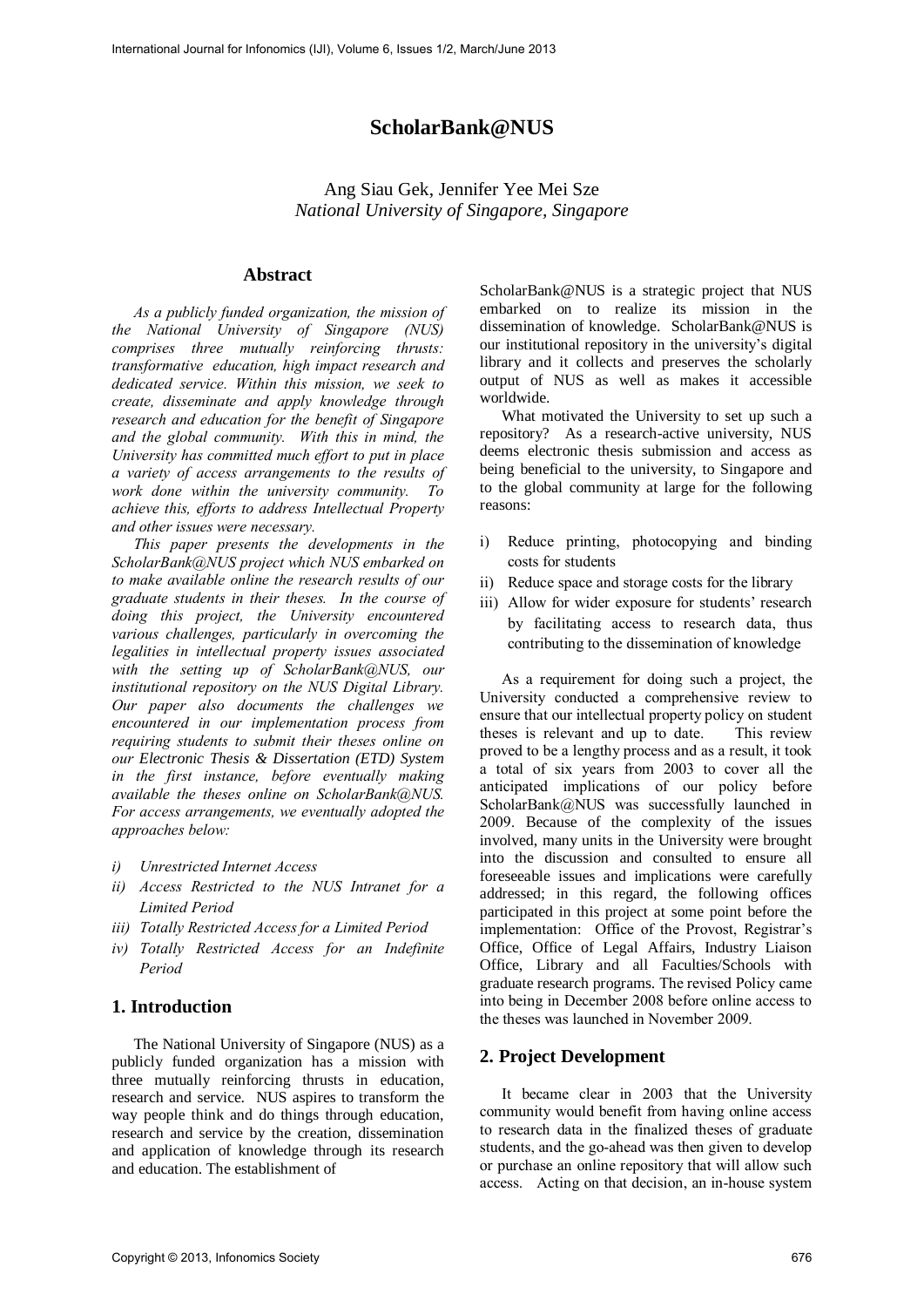# ScholarBank@NUS

Ang Siau Gek, Jennifer Yee Mei Sze
*National University of Singapore, Singapore*

## Abstract

*As a publicly funded organization, the mission of the National University of Singapore (NUS) comprises three mutually reinforcing thrusts: transformative education, high impact research and dedicated service. Within this mission, we seek to create, disseminate and apply knowledge through research and education for the benefit of Singapore and the global community. With this in mind, the University has committed much effort to put in place a variety of access arrangements to the results of work done within the university community. To achieve this, efforts to address Intellectual Property and other issues were necessary.*

*This paper presents the developments in the ScholarBank@NUS project which NUS embarked on to make available online the research results of our graduate students in their theses. In the course of doing this project, the University encountered various challenges, particularly in overcoming the legalities in intellectual property issues associated with the setting up of ScholarBank@NUS, our institutional repository on the NUS Digital Library. Our paper also documents the challenges we encountered in our implementation process from requiring students to submit their theses online on our Electronic Thesis & Dissertation (ETD) System in the first instance, before eventually making available the theses online on ScholarBank@NUS. For access arrangements, we eventually adopted the approaches below:*

*i) Unrestricted Internet Access*
*ii) Access Restricted to the NUS Intranet for a Limited Period*
*iii) Totally Restricted Access for a Limited Period*
*iv) Totally Restricted Access for an Indefinite Period*

## 1. Introduction

The National University of Singapore (NUS) as a publicly funded organization has a mission with three mutually reinforcing thrusts in education, research and service. NUS aspires to transform the way people think and do things through education, research and service by the creation, dissemination and application of knowledge through its research and education. The establishment of ScholarBank@NUS is a strategic project that NUS embarked on to realize its mission in the dissemination of knowledge. ScholarBank@NUS is our institutional repository in the university's digital library and it collects and preserves the scholarly output of NUS as well as makes it accessible worldwide.

What motivated the University to set up such a repository? As a research-active university, NUS deems electronic thesis submission and access as being beneficial to the university, to Singapore and to the global community at large for the following reasons:

i) Reduce printing, photocopying and binding costs for students
ii) Reduce space and storage costs for the library
iii) Allow for wider exposure for students' research by facilitating access to research data, thus contributing to the dissemination of knowledge

As a requirement for doing such a project, the University conducted a comprehensive review to ensure that our intellectual property policy on student theses is relevant and up to date. This review proved to be a lengthy process and as a result, it took a total of six years from 2003 to cover all the anticipated implications of our policy before ScholarBank@NUS was successfully launched in 2009. Because of the complexity of the issues involved, many units in the University were brought into the discussion and consulted to ensure all foreseeable issues and implications were carefully addressed; in this regard, the following offices participated in this project at some point before the implementation: Office of the Provost, Registrar's Office, Office of Legal Affairs, Industry Liaison Office, Library and all Faculties/Schools with graduate research programs. The revised Policy came into being in December 2008 before online access to the theses was launched in November 2009.

## 2. Project Development

It became clear in 2003 that the University community would benefit from having online access to research data in the finalized theses of graduate students, and the go-ahead was then given to develop or purchase an online repository that will allow such access. Acting on that decision, an in-house system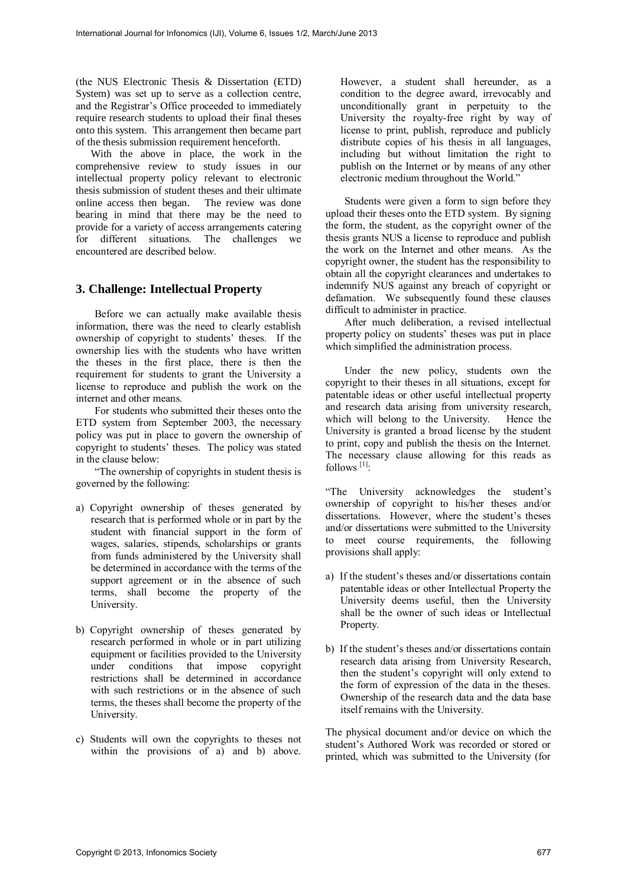(the NUS Electronic Thesis & Dissertation (ETD) System) was set up to serve as a collection centre, and the Registrar's Office proceeded to immediately require research students to upload their final theses onto this system. This arrangement then became part of the thesis submission requirement henceforth.

With the above in place, the work in the comprehensive review to study issues in our intellectual property policy relevant to electronic thesis submission of student theses and their ultimate online access then began. The review was done bearing in mind that there may be the need to provide for a variety of access arrangements catering for different situations. The challenges we encountered are described below.

## 3. Challenge: Intellectual Property

Before we can actually make available thesis information, there was the need to clearly establish ownership of copyright to students' theses. If the ownership lies with the students who have written the theses in the first place, there is then the requirement for students to grant the University a license to reproduce and publish the work on the internet and other means.

For students who submitted their theses onto the ETD system from September 2003, the necessary policy was put in place to govern the ownership of copyright to students' theses. The policy was stated in the clause below:

"The ownership of copyrights in student thesis is governed by the following:

a) Copyright ownership of theses generated by research that is performed whole or in part by the student with financial support in the form of wages, salaries, stipends, scholarships or grants from funds administered by the University shall be determined in accordance with the terms of the support agreement or in the absence of such terms, shall become the property of the University.

b) Copyright ownership of theses generated by research performed in whole or in part utilizing equipment or facilities provided to the University under conditions that impose copyright restrictions shall be determined in accordance with such restrictions or in the absence of such terms, the theses shall become the property of the University.

c) Students will own the copyrights to theses not within the provisions of a) and b) above. However, a student shall hereunder, as a condition to the degree award, irrevocably and unconditionally grant in perpetuity to the University the royalty-free right by way of license to print, publish, reproduce and publicly distribute copies of his thesis in all languages, including but without limitation the right to publish on the Internet or by means of any other electronic medium throughout the World."

Students were given a form to sign before they upload their theses onto the ETD system. By signing the form, the student, as the copyright owner of the thesis grants NUS a license to reproduce and publish the work on the Internet and other means. As the copyright owner, the student has the responsibility to obtain all the copyright clearances and undertakes to indemnify NUS against any breach of copyright or defamation. We subsequently found these clauses difficult to administer in practice.

After much deliberation, a revised intellectual property policy on students' theses was put in place which simplified the administration process.

Under the new policy, students own the copyright to their theses in all situations, except for patentable ideas or other useful intellectual property and research data arising from university research, which will belong to the University. Hence the University is granted a broad license by the student to print, copy and publish the thesis on the Internet. The necessary clause allowing for this reads as follows [1]:

"The University acknowledges the student's ownership of copyright to his/her theses and/or dissertations. However, where the student's theses and/or dissertations were submitted to the University to meet course requirements, the following provisions shall apply:

a) If the student's theses and/or dissertations contain patentable ideas or other Intellectual Property the University deems useful, then the University shall be the owner of such ideas or Intellectual Property.

b) If the student's theses and/or dissertations contain research data arising from University Research, then the student's copyright will only extend to the form of expression of the data in the theses. Ownership of the research data and the data base itself remains with the University.

The physical document and/or device on which the student's Authored Work was recorded or stored or printed, which was submitted to the University (for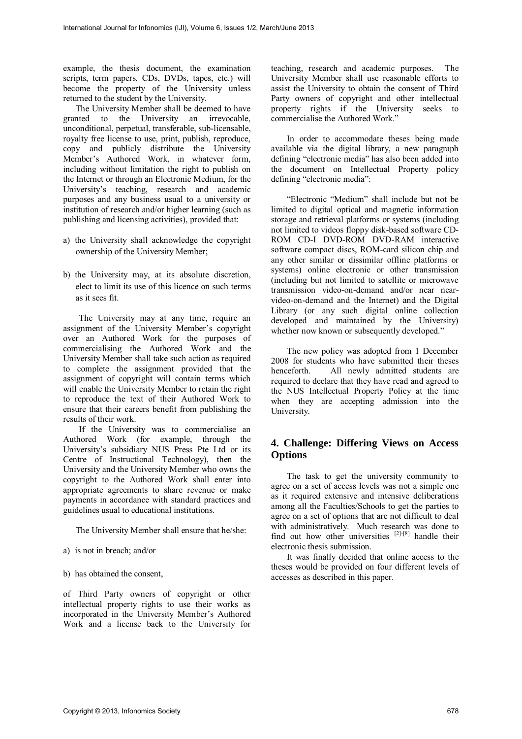example, the thesis document, the examination scripts, term papers, CDs, DVDs, tapes, etc.) will become the property of the University unless returned to the student by the University.

The University Member shall be deemed to have granted to the University an irrevocable, unconditional, perpetual, transferable, sub-licensable, royalty free license to use, print, publish, reproduce, copy and publicly distribute the University Member's Authored Work, in whatever form, including without limitation the right to publish on the Internet or through an Electronic Medium, for the University's teaching, research and academic purposes and any business usual to a university or institution of research and/or higher learning (such as publishing and licensing activities), provided that:

a) the University shall acknowledge the copyright ownership of the University Member;

b) the University may, at its absolute discretion, elect to limit its use of this licence on such terms as it sees fit.

The University may at any time, require an assignment of the University Member's copyright over an Authored Work for the purposes of commercialising the Authored Work and the University Member shall take such action as required to complete the assignment provided that the assignment of copyright will contain terms which will enable the University Member to retain the right to reproduce the text of their Authored Work to ensure that their careers benefit from publishing the results of their work.

If the University was to commercialise an Authored Work (for example, through the University's subsidiary NUS Press Pte Ltd or its Centre of Instructional Technology), then the University and the University Member who owns the copyright to the Authored Work shall enter into appropriate agreements to share revenue or make payments in accordance with standard practices and guidelines usual to educational institutions.

The University Member shall ensure that he/she:

a) is not in breach; and/or

b) has obtained the consent,

of Third Party owners of copyright or other intellectual property rights to use their works as incorporated in the University Member's Authored Work and a license back to the University for teaching, research and academic purposes. The University Member shall use reasonable efforts to assist the University to obtain the consent of Third Party owners of copyright and other intellectual property rights if the University seeks to commercialise the Authored Work."

In order to accommodate theses being made available via the digital library, a new paragraph defining "electronic media" has also been added into the document on Intellectual Property policy defining "electronic media":

"Electronic "Medium" shall include but not be limited to digital optical and magnetic information storage and retrieval platforms or systems (including not limited to videos floppy disk-based software CD-ROM CD-I DVD-ROM DVD-RAM interactive software compact discs, ROM-card silicon chip and any other similar or dissimilar offline platforms or systems) online electronic or other transmission (including but not limited to satellite or microwave transmission video-on-demand and/or near near-video-on-demand and the Internet) and the Digital Library (or any such digital online collection developed and maintained by the University) whether now known or subsequently developed."

The new policy was adopted from 1 December 2008 for students who have submitted their theses henceforth. All newly admitted students are required to declare that they have read and agreed to the NUS Intellectual Property Policy at the time when they are accepting admission into the University.

## 4. Challenge: Differing Views on Access Options

The task to get the university community to agree on a set of access levels was not a simple one as it required extensive and intensive deliberations among all the Faculties/Schools to get the parties to agree on a set of options that are not difficult to deal with administratively. Much research was done to find out how other universities [2]-[8] handle their electronic thesis submission.

It was finally decided that online access to the theses would be provided on four different levels of accesses as described in this paper.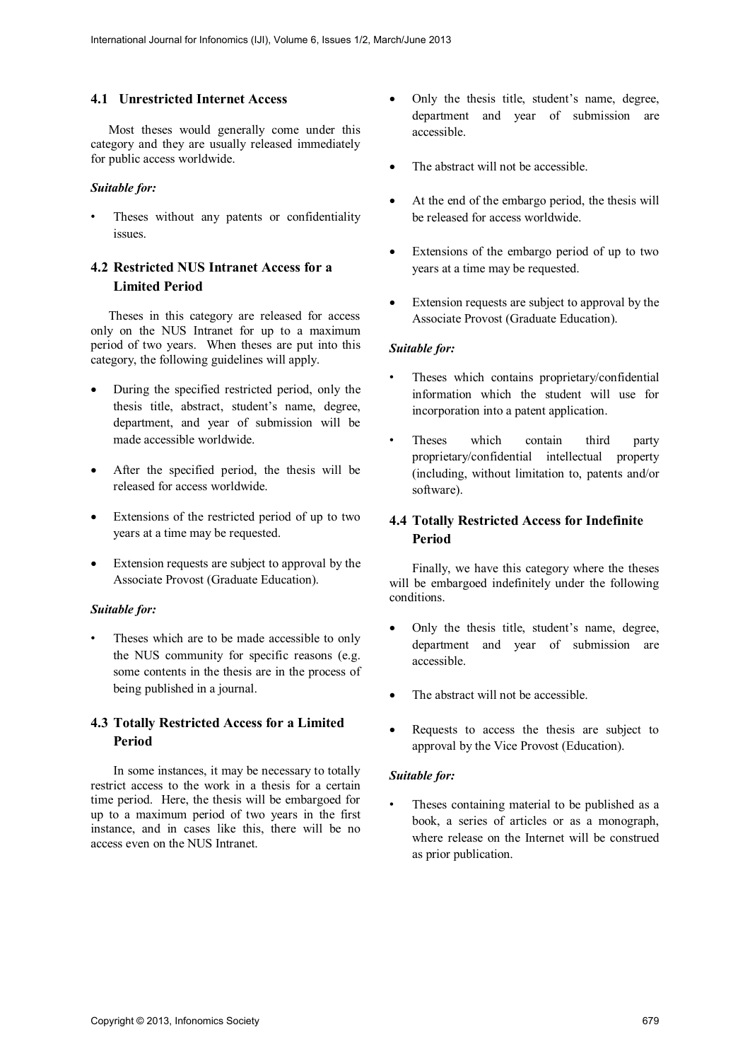### 4.1 Unrestricted Internet Access

Most theses would generally come under this category and they are usually released immediately for public access worldwide.

***Suitable for:***

- Theses without any patents or confidentiality issues.

### 4.2 Restricted NUS Intranet Access for a Limited Period

Theses in this category are released for access only on the NUS Intranet for up to a maximum period of two years. When theses are put into this category, the following guidelines will apply.

- During the specified restricted period, only the thesis title, abstract, student's name, degree, department, and year of submission will be made accessible worldwide.
- After the specified period, the thesis will be released for access worldwide.
- Extensions of the restricted period of up to two years at a time may be requested.
- Extension requests are subject to approval by the Associate Provost (Graduate Education).

***Suitable for:***

- Theses which are to be made accessible to only the NUS community for specific reasons (e.g. some contents in the thesis are in the process of being published in a journal.

### 4.3 Totally Restricted Access for a Limited Period

In some instances, it may be necessary to totally restrict access to the work in a thesis for a certain time period. Here, the thesis will be embargoed for up to a maximum period of two years in the first instance, and in cases like this, there will be no access even on the NUS Intranet.

- Only the thesis title, student's name, degree, department and year of submission are accessible.
- The abstract will not be accessible.
- At the end of the embargo period, the thesis will be released for access worldwide.
- Extensions of the embargo period of up to two years at a time may be requested.
- Extension requests are subject to approval by the Associate Provost (Graduate Education).

***Suitable for:***

- Theses which contains proprietary/confidential information which the student will use for incorporation into a patent application.
- Theses which contain third party proprietary/confidential intellectual property (including, without limitation to, patents and/or software).

### 4.4 Totally Restricted Access for Indefinite Period

Finally, we have this category where the theses will be embargoed indefinitely under the following conditions.

- Only the thesis title, student's name, degree, department and year of submission are accessible.
- The abstract will not be accessible.
- Requests to access the thesis are subject to approval by the Vice Provost (Education).

***Suitable for:***

- Theses containing material to be published as a book, a series of articles or as a monograph, where release on the Internet will be construed as prior publication.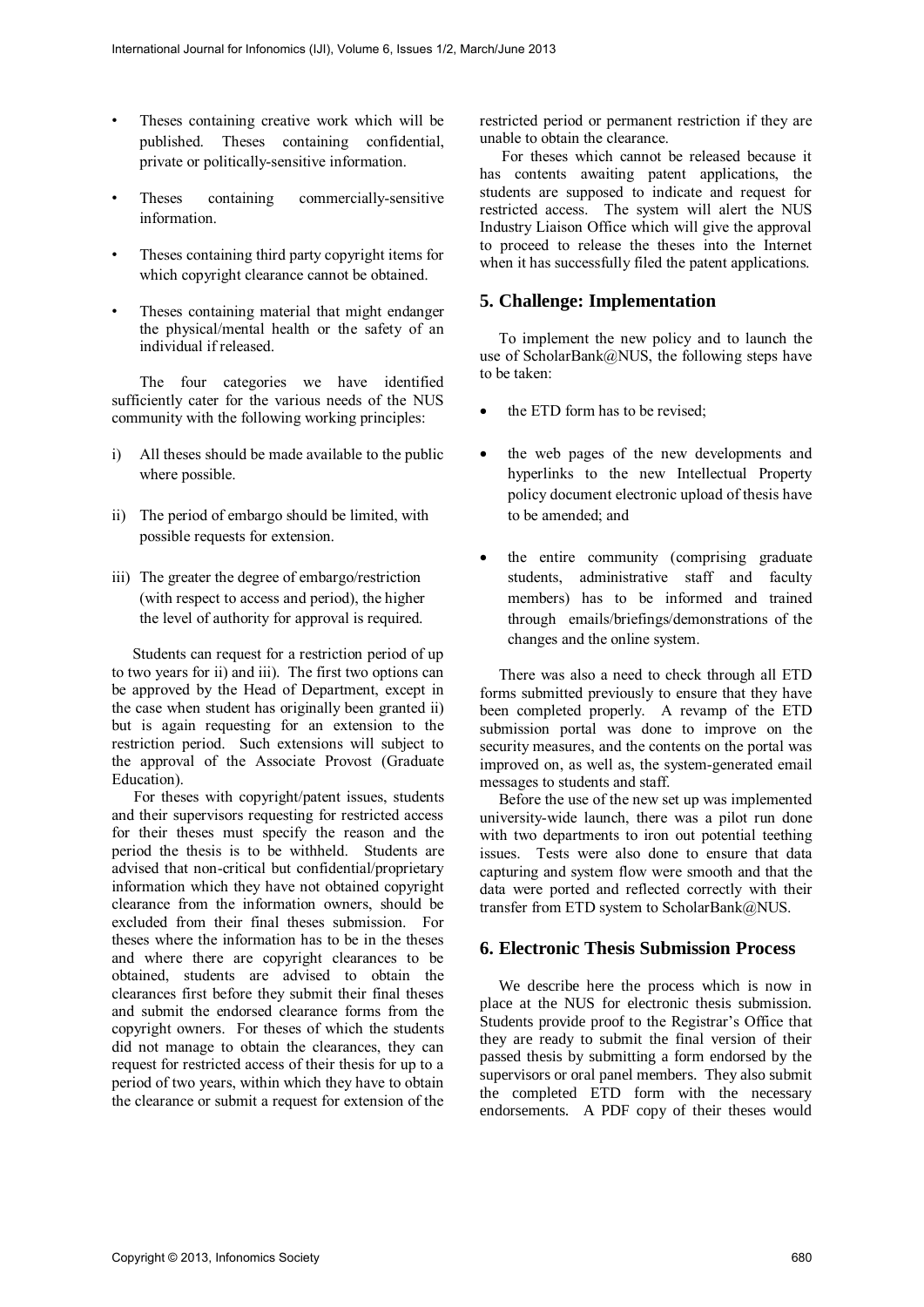- Theses containing creative work which will be published. Theses containing confidential, private or politically-sensitive information.
- Theses containing commercially-sensitive information.
- Theses containing third party copyright items for which copyright clearance cannot be obtained.
- Theses containing material that might endanger the physical/mental health or the safety of an individual if released.

The four categories we have identified sufficiently cater for the various needs of the NUS community with the following working principles:

i) All theses should be made available to the public where possible.

ii) The period of embargo should be limited, with possible requests for extension.

iii) The greater the degree of embargo/restriction (with respect to access and period), the higher the level of authority for approval is required.

Students can request for a restriction period of up to two years for ii) and iii). The first two options can be approved by the Head of Department, except in the case when student has originally been granted ii) but is again requesting for an extension to the restriction period. Such extensions will subject to the approval of the Associate Provost (Graduate Education).

For theses with copyright/patent issues, students and their supervisors requesting for restricted access for their theses must specify the reason and the period the thesis is to be withheld. Students are advised that non-critical but confidential/proprietary information which they have not obtained copyright clearance from the information owners, should be excluded from their final theses submission. For theses where the information has to be in the theses and where there are copyright clearances to be obtained, students are advised to obtain the clearances first before they submit their final theses and submit the endorsed clearance forms from the copyright owners. For theses of which the students did not manage to obtain the clearances, they can request for restricted access of their thesis for up to a period of two years, within which they have to obtain the clearance or submit a request for extension of the restricted period or permanent restriction if they are unable to obtain the clearance.

For theses which cannot be released because it has contents awaiting patent applications, the students are supposed to indicate and request for restricted access. The system will alert the NUS Industry Liaison Office which will give the approval to proceed to release the theses into the Internet when it has successfully filed the patent applications.

## 5. Challenge: Implementation

To implement the new policy and to launch the use of ScholarBank@NUS, the following steps have to be taken:

- the ETD form has to be revised;
- the web pages of the new developments and hyperlinks to the new Intellectual Property policy document electronic upload of thesis have to be amended; and
- the entire community (comprising graduate students, administrative staff and faculty members) has to be informed and trained through emails/briefings/demonstrations of the changes and the online system.

There was also a need to check through all ETD forms submitted previously to ensure that they have been completed properly. A revamp of the ETD submission portal was done to improve on the security measures, and the contents on the portal was improved on, as well as, the system-generated email messages to students and staff.

Before the use of the new set up was implemented university-wide launch, there was a pilot run done with two departments to iron out potential teething issues. Tests were also done to ensure that data capturing and system flow were smooth and that the data were ported and reflected correctly with their transfer from ETD system to ScholarBank@NUS.

## 6. Electronic Thesis Submission Process

We describe here the process which is now in place at the NUS for electronic thesis submission. Students provide proof to the Registrar's Office that they are ready to submit the final version of their passed thesis by submitting a form endorsed by the supervisors or oral panel members. They also submit the completed ETD form with the necessary endorsements. A PDF copy of their theses would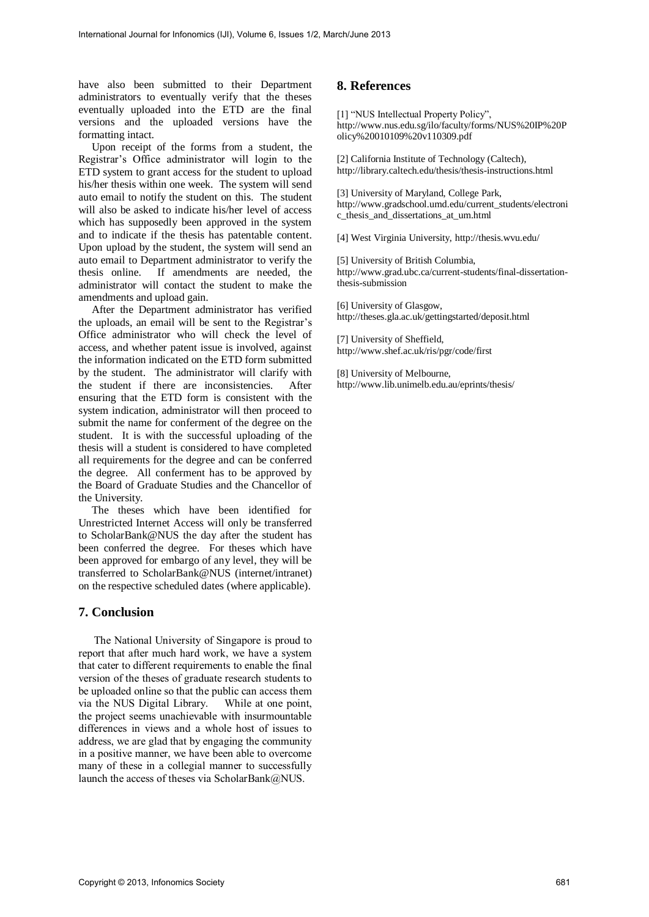have also been submitted to their Department administrators to eventually verify that the theses eventually uploaded into the ETD are the final versions and the uploaded versions have the formatting intact.

Upon receipt of the forms from a student, the Registrar's Office administrator will login to the ETD system to grant access for the student to upload his/her thesis within one week. The system will send auto email to notify the student on this. The student will also be asked to indicate his/her level of access which has supposedly been approved in the system and to indicate if the thesis has patentable content. Upon upload by the student, the system will send an auto email to Department administrator to verify the thesis online. If amendments are needed, the administrator will contact the student to make the amendments and upload gain.

After the Department administrator has verified the uploads, an email will be sent to the Registrar's Office administrator who will check the level of access, and whether patent issue is involved, against the information indicated on the ETD form submitted by the student. The administrator will clarify with the student if there are inconsistencies. After ensuring that the ETD form is consistent with the system indication, administrator will then proceed to submit the name for conferment of the degree on the student. It is with the successful uploading of the thesis will a student is considered to have completed all requirements for the degree and can be conferred the degree. All conferment has to be approved by the Board of Graduate Studies and the Chancellor of the University.

The theses which have been identified for Unrestricted Internet Access will only be transferred to ScholarBank@NUS the day after the student has been conferred the degree. For theses which have been approved for embargo of any level, they will be transferred to ScholarBank@NUS (internet/intranet) on the respective scheduled dates (where applicable).

## 7. Conclusion

The National University of Singapore is proud to report that after much hard work, we have a system that cater to different requirements to enable the final version of the theses of graduate research students to be uploaded online so that the public can access them via the NUS Digital Library. While at one point, the project seems unachievable with insurmountable differences in views and a whole host of issues to address, we are glad that by engaging the community in a positive manner, we have been able to overcome many of these in a collegial manner to successfully launch the access of theses via ScholarBank@NUS.

## 8. References

[1] "NUS Intellectual Property Policy", http://www.nus.edu.sg/ilo/faculty/forms/NUS%20IP%20Policy%20010109%20v110309.pdf

[2] California Institute of Technology (Caltech), http://library.caltech.edu/thesis/thesis-instructions.html

[3] University of Maryland, College Park, http://www.gradschool.umd.edu/current_students/electronic_thesis_and_dissertations_at_um.html

[4] West Virginia University, http://thesis.wvu.edu/

[5] University of British Columbia, http://www.grad.ubc.ca/current-students/final-dissertation-thesis-submission

[6] University of Glasgow, http://theses.gla.ac.uk/gettingstarted/deposit.html

[7] University of Sheffield, http://www.shef.ac.uk/ris/pgr/code/first

[8] University of Melbourne, http://www.lib.unimelb.edu.au/eprints/thesis/